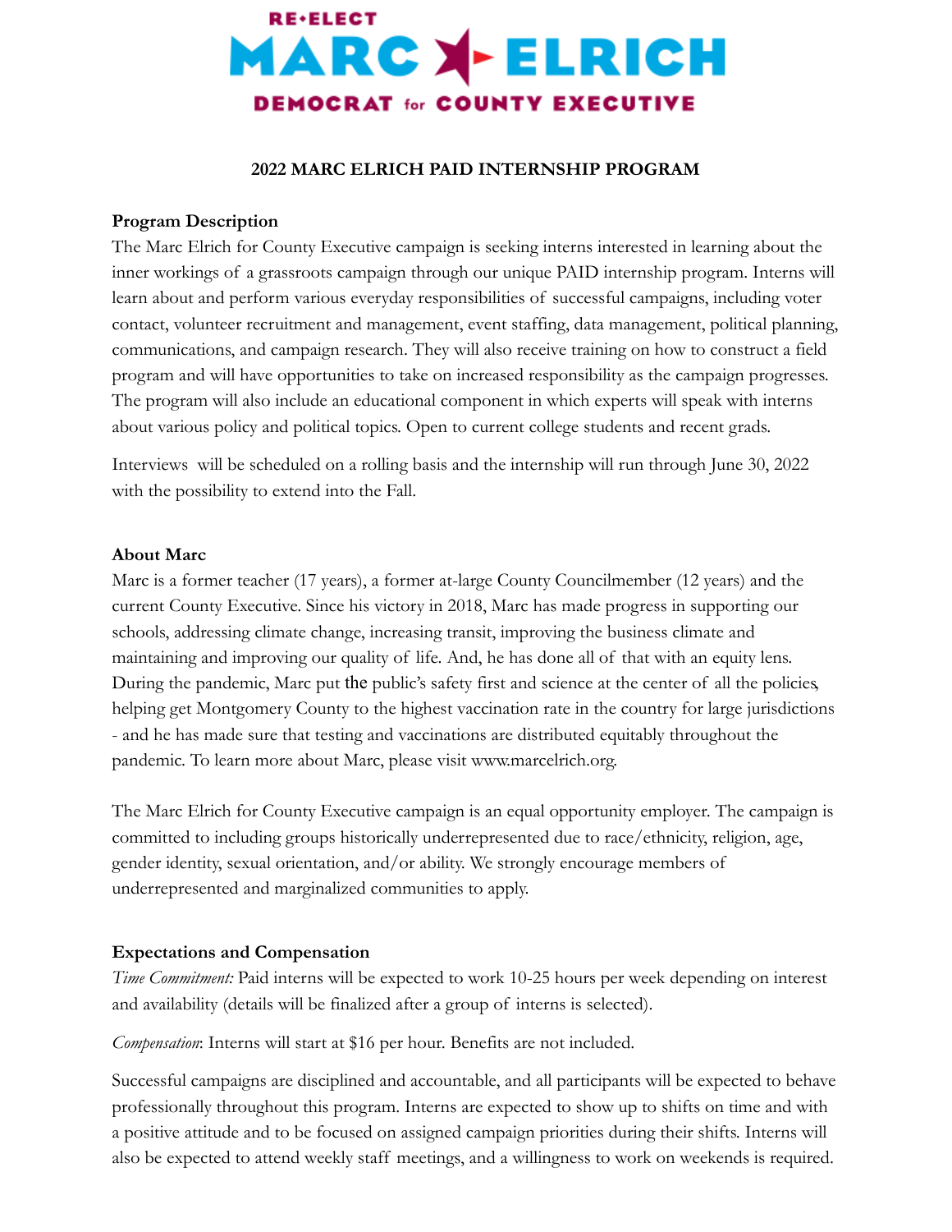RE•ELECT

# MARC ELRICH

DEMOCRAT for COUNTY EXECUTIVE

## 2022 MARC ELRICH PAID INTERNSHIP PROGRAM

**Program Description**

The Marc Elrich for County Executive campaign is seeking interns interested in learning about the inner workings of a grassroots campaign through our unique PAID internship program. Interns will learn about and perform various everyday responsibilities of successful campaigns, including voter contact, volunteer recruitment and management, event staffing, data management, political planning, communications, and campaign research. They will also receive training on how to construct a field program and will have opportunities to take on increased responsibility as the campaign progresses. The program will also include an educational component in which experts will speak with interns about various policy and political topics. Open to current college students and recent grads.

Interviews will be scheduled on a rolling basis and the internship will run through June 30, 2022 with the possibility to extend into the Fall.

**About Marc**

Marc is a former teacher (17 years), a former at-large County Councilmember (12 years) and the current County Executive. Since his victory in 2018, Marc has made progress in supporting our schools, addressing climate change, increasing transit, improving the business climate and maintaining and improving our quality of life. And, he has done all of that with an equity lens. During the pandemic, Marc put the public's safety first and science at the center of all the policies, helping get Montgomery County to the highest vaccination rate in the country for large jurisdictions - and he has made sure that testing and vaccinations are distributed equitably throughout the pandemic. To learn more about Marc, please visit www.marcelrich.org.

The Marc Elrich for County Executive campaign is an equal opportunity employer. The campaign is committed to including groups historically underrepresented due to race/ethnicity, religion, age, gender identity, sexual orientation, and/or ability. We strongly encourage members of underrepresented and marginalized communities to apply.

**Expectations and Compensation**

*Time Commitment:* Paid interns will be expected to work 10-25 hours per week depending on interest and availability (details will be finalized after a group of interns is selected).

*Compensation*: Interns will start at $16 per hour. Benefits are not included.

Successful campaigns are disciplined and accountable, and all participants will be expected to behave professionally throughout this program. Interns are expected to show up to shifts on time and with a positive attitude and to be focused on assigned campaign priorities during their shifts. Interns will also be expected to attend weekly staff meetings, and a willingness to work on weekends is required.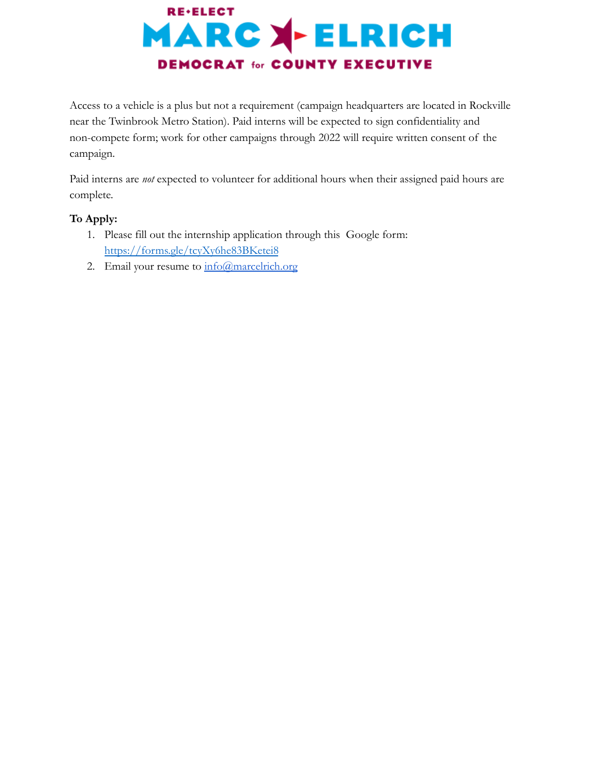RE•ELECT MARC ELRICH DEMOCRAT for COUNTY EXECUTIVE

Access to a vehicle is a plus but not a requirement (campaign headquarters are located in Rockville near the Twinbrook Metro Station). Paid interns will be expected to sign confidentiality and non-compete form; work for other campaigns through 2022 will require written consent of the campaign.

Paid interns are *not* expected to volunteer for additional hours when their assigned paid hours are complete.

**To Apply:**

1. Please fill out the internship application through this Google form: https://forms.gle/tcyXy6he83BKetei8
2. Email your resume to info@marcelrich.org